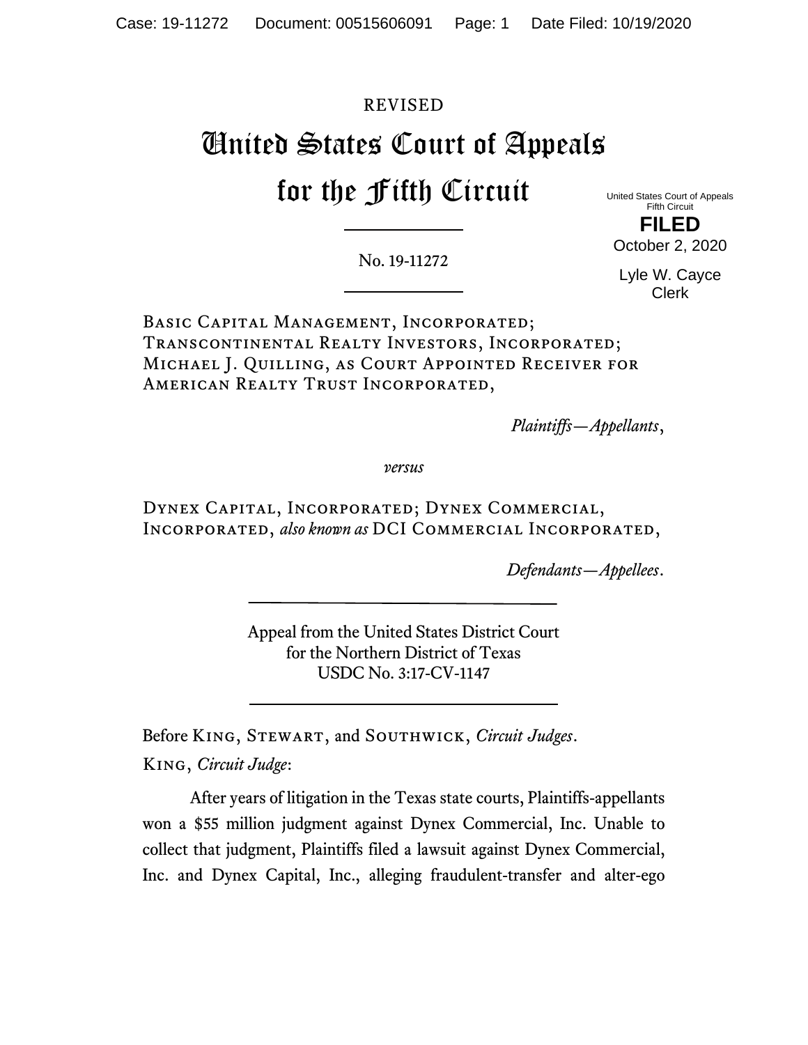REVISED

# United States Court of Appeals for the Fifth Circuit

United States Court of Appeals
Fifth Circuit

**FILED**

October 2, 2020

Lyle W. Cayce
Clerk

No. 19-11272

Basic Capital Management, Incorporated; Transcontinental Realty Investors, Incorporated; Michael J. Quilling, as Court Appointed Receiver for American Realty Trust Incorporated,

*Plaintiffs—Appellants*,

*versus*

Dynex Capital, Incorporated; Dynex Commercial, Incorporated, *also known as* DCI Commercial Incorporated,

*Defendants—Appellees*.

Appeal from the United States District Court
for the Northern District of Texas
USDC No. 3:17-CV-1147

Before King, Stewart, and Southwick, *Circuit Judges*.

King, *Circuit Judge*:

After years of litigation in the Texas state courts, Plaintiffs-appellants won a $55 million judgment against Dynex Commercial, Inc. Unable to collect that judgment, Plaintiffs filed a lawsuit against Dynex Commercial, Inc. and Dynex Capital, Inc., alleging fraudulent-transfer and alter-ego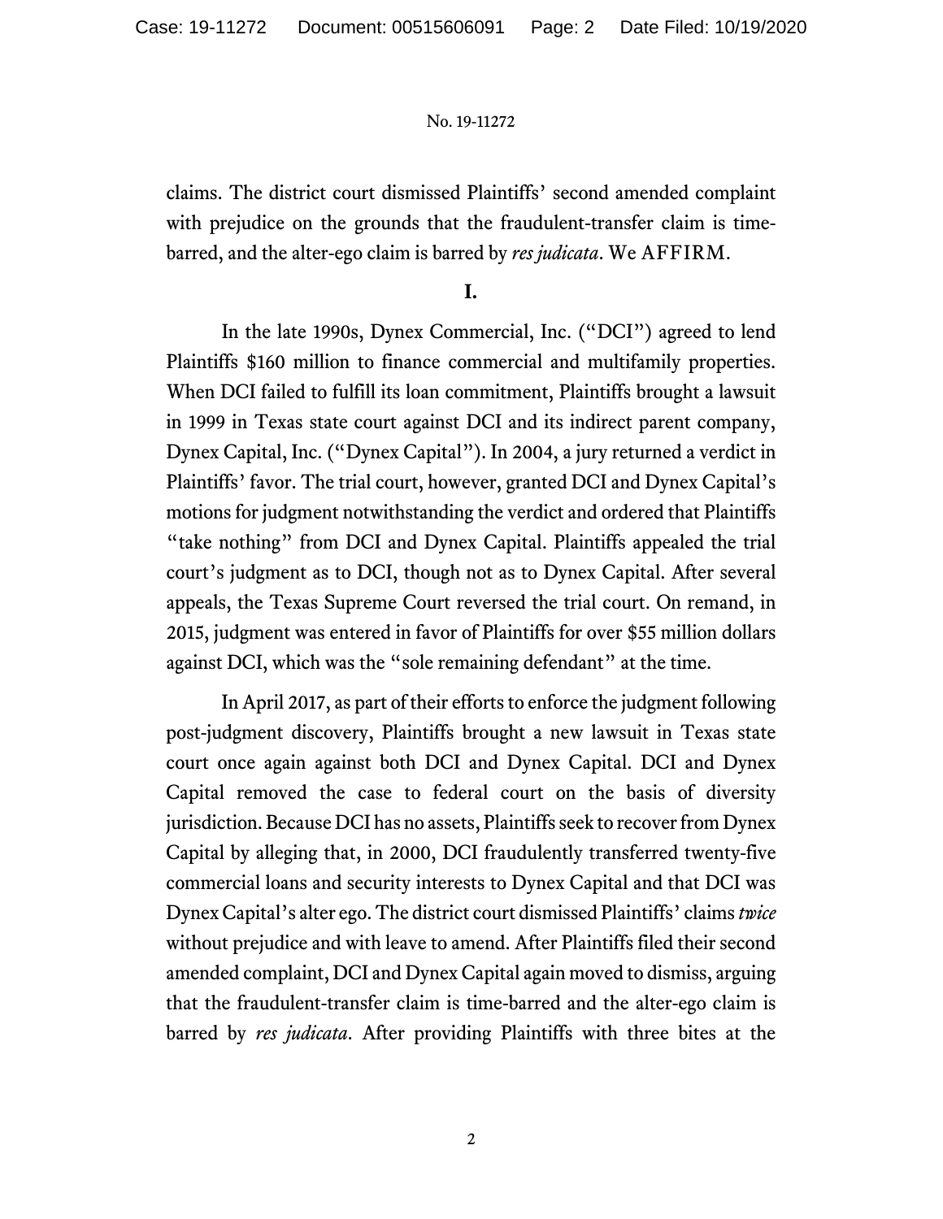claims. The district court dismissed Plaintiffs' second amended complaint with prejudice on the grounds that the fraudulent-transfer claim is time-barred, and the alter-ego claim is barred by *res judicata*. We AFFIRM.

**I.**

In the late 1990s, Dynex Commercial, Inc. ("DCI") agreed to lend Plaintiffs $160 million to finance commercial and multifamily properties. When DCI failed to fulfill its loan commitment, Plaintiffs brought a lawsuit in 1999 in Texas state court against DCI and its indirect parent company, Dynex Capital, Inc. ("Dynex Capital"). In 2004, a jury returned a verdict in Plaintiffs' favor. The trial court, however, granted DCI and Dynex Capital's motions for judgment notwithstanding the verdict and ordered that Plaintiffs "take nothing" from DCI and Dynex Capital. Plaintiffs appealed the trial court's judgment as to DCI, though not as to Dynex Capital. After several appeals, the Texas Supreme Court reversed the trial court. On remand, in 2015, judgment was entered in favor of Plaintiffs for over $55 million dollars against DCI, which was the "sole remaining defendant" at the time.

In April 2017, as part of their efforts to enforce the judgment following post-judgment discovery, Plaintiffs brought a new lawsuit in Texas state court once again against both DCI and Dynex Capital. DCI and Dynex Capital removed the case to federal court on the basis of diversity jurisdiction. Because DCI has no assets, Plaintiffs seek to recover from Dynex Capital by alleging that, in 2000, DCI fraudulently transferred twenty-five commercial loans and security interests to Dynex Capital and that DCI was Dynex Capital's alter ego. The district court dismissed Plaintiffs' claims *twice* without prejudice and with leave to amend. After Plaintiffs filed their second amended complaint, DCI and Dynex Capital again moved to dismiss, arguing that the fraudulent-transfer claim is time-barred and the alter-ego claim is barred by *res judicata*. After providing Plaintiffs with three bites at the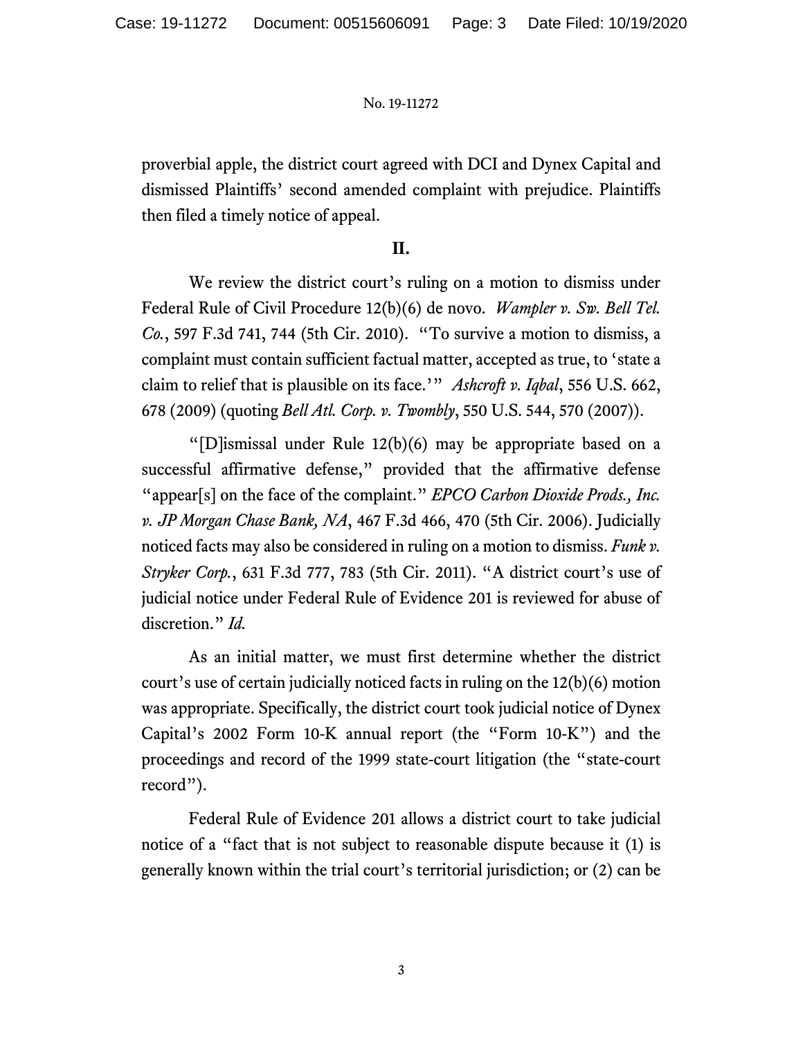proverbial apple, the district court agreed with DCI and Dynex Capital and dismissed Plaintiffs' second amended complaint with prejudice. Plaintiffs then filed a timely notice of appeal.

## II.

We review the district court's ruling on a motion to dismiss under Federal Rule of Civil Procedure 12(b)(6) de novo. *Wampler v. Sw. Bell Tel. Co.*, 597 F.3d 741, 744 (5th Cir. 2010). "To survive a motion to dismiss, a complaint must contain sufficient factual matter, accepted as true, to 'state a claim to relief that is plausible on its face.'" *Ashcroft v. Iqbal*, 556 U.S. 662, 678 (2009) (quoting *Bell Atl. Corp. v. Twombly*, 550 U.S. 544, 570 (2007)).

"[D]ismissal under Rule 12(b)(6) may be appropriate based on a successful affirmative defense," provided that the affirmative defense "appear[s] on the face of the complaint." *EPCO Carbon Dioxide Prods., Inc. v. JP Morgan Chase Bank, NA*, 467 F.3d 466, 470 (5th Cir. 2006). Judicially noticed facts may also be considered in ruling on a motion to dismiss. *Funk v. Stryker Corp.*, 631 F.3d 777, 783 (5th Cir. 2011). "A district court's use of judicial notice under Federal Rule of Evidence 201 is reviewed for abuse of discretion." *Id.*

As an initial matter, we must first determine whether the district court's use of certain judicially noticed facts in ruling on the 12(b)(6) motion was appropriate. Specifically, the district court took judicial notice of Dynex Capital's 2002 Form 10-K annual report (the "Form 10-K") and the proceedings and record of the 1999 state-court litigation (the "state-court record").

Federal Rule of Evidence 201 allows a district court to take judicial notice of a "fact that is not subject to reasonable dispute because it (1) is generally known within the trial court's territorial jurisdiction; or (2) can be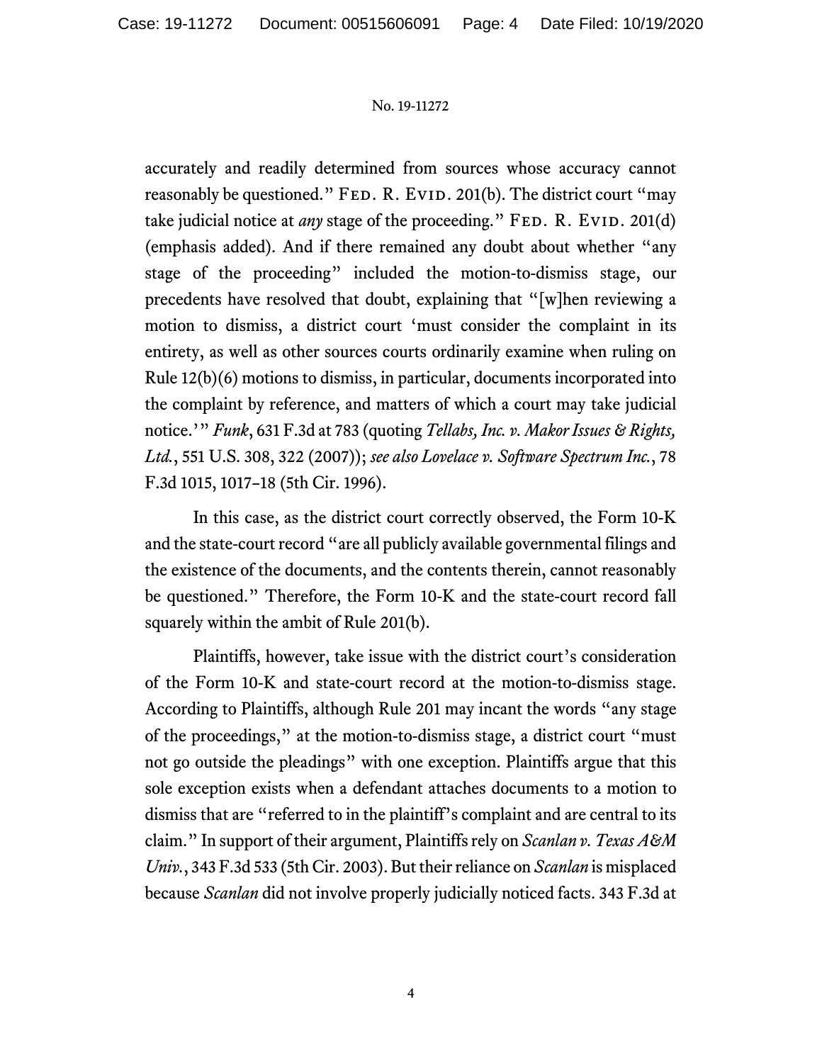accurately and readily determined from sources whose accuracy cannot reasonably be questioned." FED. R. EVID. 201(b). The district court "may take judicial notice at *any* stage of the proceeding." FED. R. EVID. 201(d) (emphasis added). And if there remained any doubt about whether "any stage of the proceeding" included the motion-to-dismiss stage, our precedents have resolved that doubt, explaining that "[w]hen reviewing a motion to dismiss, a district court 'must consider the complaint in its entirety, as well as other sources courts ordinarily examine when ruling on Rule 12(b)(6) motions to dismiss, in particular, documents incorporated into the complaint by reference, and matters of which a court may take judicial notice.'" *Funk*, 631 F.3d at 783 (quoting *Tellabs, Inc. v. Makor Issues & Rights, Ltd.*, 551 U.S. 308, 322 (2007)); *see also Lovelace v. Software Spectrum Inc.*, 78 F.3d 1015, 1017–18 (5th Cir. 1996).

In this case, as the district court correctly observed, the Form 10-K and the state-court record "are all publicly available governmental filings and the existence of the documents, and the contents therein, cannot reasonably be questioned." Therefore, the Form 10-K and the state-court record fall squarely within the ambit of Rule 201(b).

Plaintiffs, however, take issue with the district court's consideration of the Form 10-K and state-court record at the motion-to-dismiss stage. According to Plaintiffs, although Rule 201 may incant the words "any stage of the proceedings," at the motion-to-dismiss stage, a district court "must not go outside the pleadings" with one exception. Plaintiffs argue that this sole exception exists when a defendant attaches documents to a motion to dismiss that are "referred to in the plaintiff's complaint and are central to its claim." In support of their argument, Plaintiffs rely on *Scanlan v. Texas A&M Univ.*, 343 F.3d 533 (5th Cir. 2003). But their reliance on *Scanlan* is misplaced because *Scanlan* did not involve properly judicially noticed facts. 343 F.3d at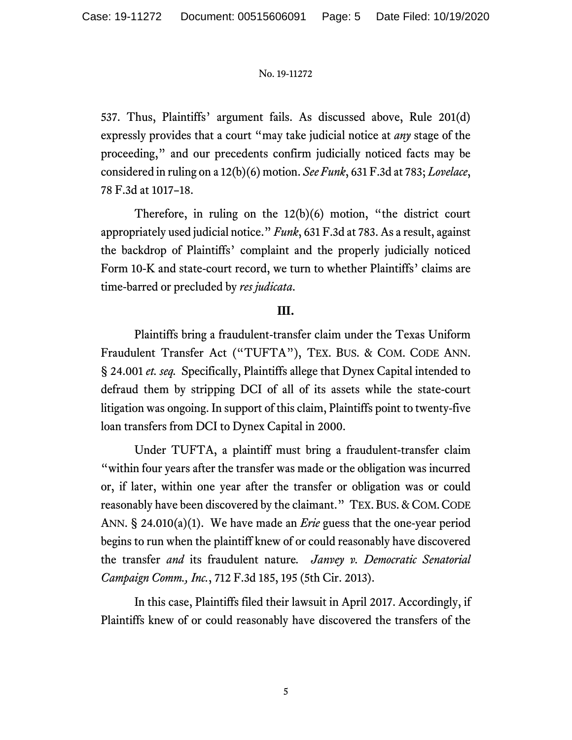537. Thus, Plaintiffs' argument fails. As discussed above, Rule 201(d) expressly provides that a court "may take judicial notice at *any* stage of the proceeding," and our precedents confirm judicially noticed facts may be considered in ruling on a 12(b)(6) motion. *See Funk*, 631 F.3d at 783; *Lovelace*, 78 F.3d at 1017–18.

Therefore, in ruling on the 12(b)(6) motion, "the district court appropriately used judicial notice." *Funk*, 631 F.3d at 783. As a result, against the backdrop of Plaintiffs' complaint and the properly judicially noticed Form 10-K and state-court record, we turn to whether Plaintiffs' claims are time-barred or precluded by *res judicata*.

## III.

Plaintiffs bring a fraudulent-transfer claim under the Texas Uniform Fraudulent Transfer Act ("TUFTA"), TEX. BUS. & COM. CODE ANN. § 24.001 *et. seq.* Specifically, Plaintiffs allege that Dynex Capital intended to defraud them by stripping DCI of all of its assets while the state-court litigation was ongoing. In support of this claim, Plaintiffs point to twenty-five loan transfers from DCI to Dynex Capital in 2000.

Under TUFTA, a plaintiff must bring a fraudulent-transfer claim "within four years after the transfer was made or the obligation was incurred or, if later, within one year after the transfer or obligation was or could reasonably have been discovered by the claimant." TEX. BUS. & COM. CODE ANN. § 24.010(a)(1). We have made an *Erie* guess that the one-year period begins to run when the plaintiff knew of or could reasonably have discovered the transfer *and* its fraudulent nature. *Janvey v. Democratic Senatorial Campaign Comm., Inc.*, 712 F.3d 185, 195 (5th Cir. 2013).

In this case, Plaintiffs filed their lawsuit in April 2017. Accordingly, if Plaintiffs knew of or could reasonably have discovered the transfers of the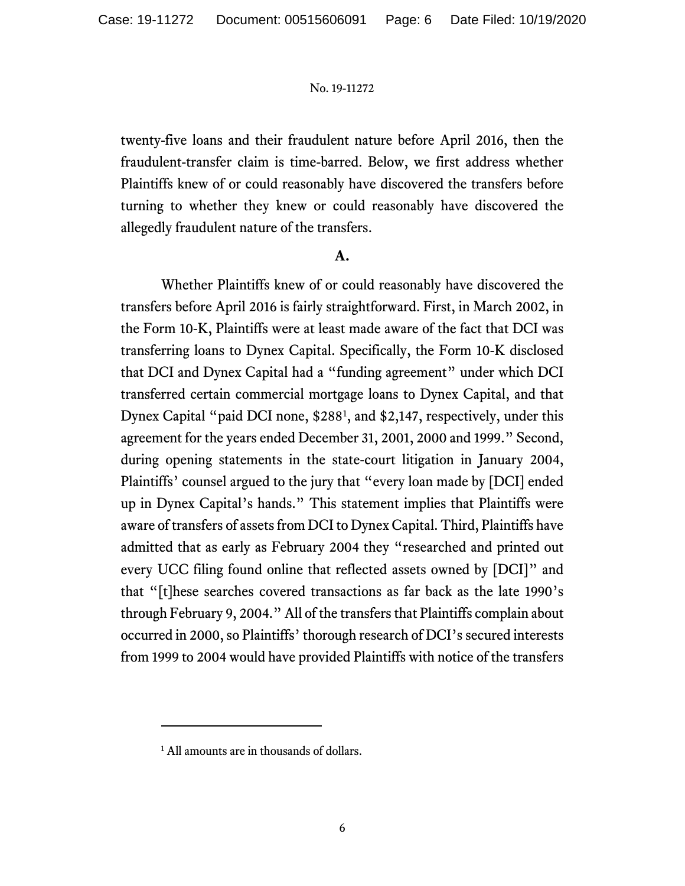twenty-five loans and their fraudulent nature before April 2016, then the fraudulent-transfer claim is time-barred. Below, we first address whether Plaintiffs knew of or could reasonably have discovered the transfers before turning to whether they knew or could reasonably have discovered the allegedly fraudulent nature of the transfers.

**A.**

Whether Plaintiffs knew of or could reasonably have discovered the transfers before April 2016 is fairly straightforward. First, in March 2002, in the Form 10-K, Plaintiffs were at least made aware of the fact that DCI was transferring loans to Dynex Capital. Specifically, the Form 10-K disclosed that DCI and Dynex Capital had a "funding agreement" under which DCI transferred certain commercial mortgage loans to Dynex Capital, and that Dynex Capital "paid DCI none, $288[1], and $2,147, respectively, under this agreement for the years ended December 31, 2001, 2000 and 1999." Second, during opening statements in the state-court litigation in January 2004, Plaintiffs' counsel argued to the jury that "every loan made by [DCI] ended up in Dynex Capital's hands." This statement implies that Plaintiffs were aware of transfers of assets from DCI to Dynex Capital. Third, Plaintiffs have admitted that as early as February 2004 they "researched and printed out every UCC filing found online that reflected assets owned by [DCI]" and that "[t]hese searches covered transactions as far back as the late 1990's through February 9, 2004." All of the transfers that Plaintiffs complain about occurred in 2000, so Plaintiffs' thorough research of DCI's secured interests from 1999 to 2004 would have provided Plaintiffs with notice of the transfers

---

[1] All amounts are in thousands of dollars.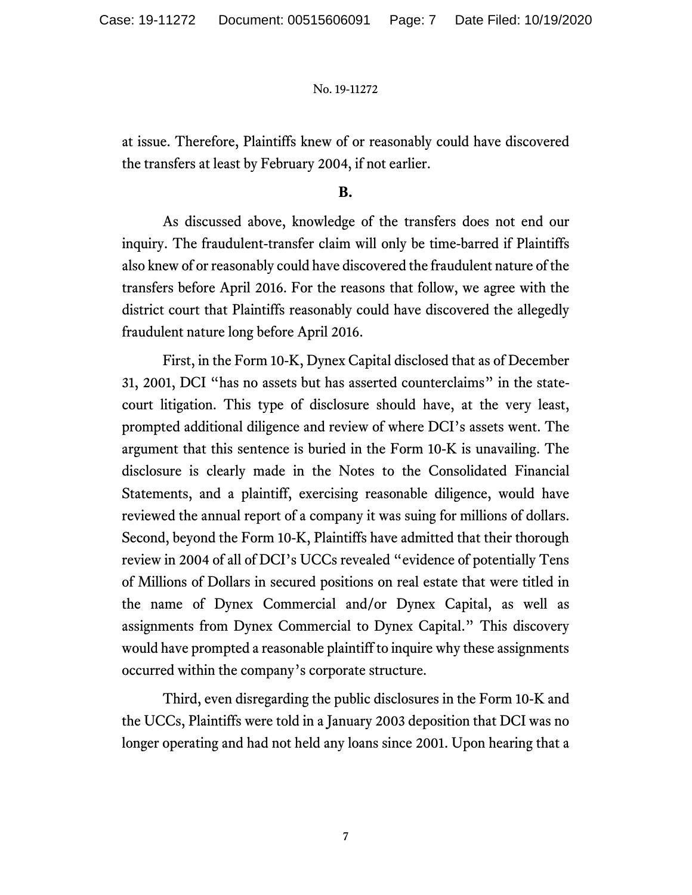at issue. Therefore, Plaintiffs knew of or reasonably could have discovered the transfers at least by February 2004, if not earlier.

**B.**

As discussed above, knowledge of the transfers does not end our inquiry. The fraudulent-transfer claim will only be time-barred if Plaintiffs also knew of or reasonably could have discovered the fraudulent nature of the transfers before April 2016. For the reasons that follow, we agree with the district court that Plaintiffs reasonably could have discovered the allegedly fraudulent nature long before April 2016.

First, in the Form 10-K, Dynex Capital disclosed that as of December 31, 2001, DCI "has no assets but has asserted counterclaims" in the state-court litigation. This type of disclosure should have, at the very least, prompted additional diligence and review of where DCI's assets went. The argument that this sentence is buried in the Form 10-K is unavailing. The disclosure is clearly made in the Notes to the Consolidated Financial Statements, and a plaintiff, exercising reasonable diligence, would have reviewed the annual report of a company it was suing for millions of dollars. Second, beyond the Form 10-K, Plaintiffs have admitted that their thorough review in 2004 of all of DCI's UCCs revealed "evidence of potentially Tens of Millions of Dollars in secured positions on real estate that were titled in the name of Dynex Commercial and/or Dynex Capital, as well as assignments from Dynex Commercial to Dynex Capital." This discovery would have prompted a reasonable plaintiff to inquire why these assignments occurred within the company's corporate structure.

Third, even disregarding the public disclosures in the Form 10-K and the UCCs, Plaintiffs were told in a January 2003 deposition that DCI was no longer operating and had not held any loans since 2001. Upon hearing that a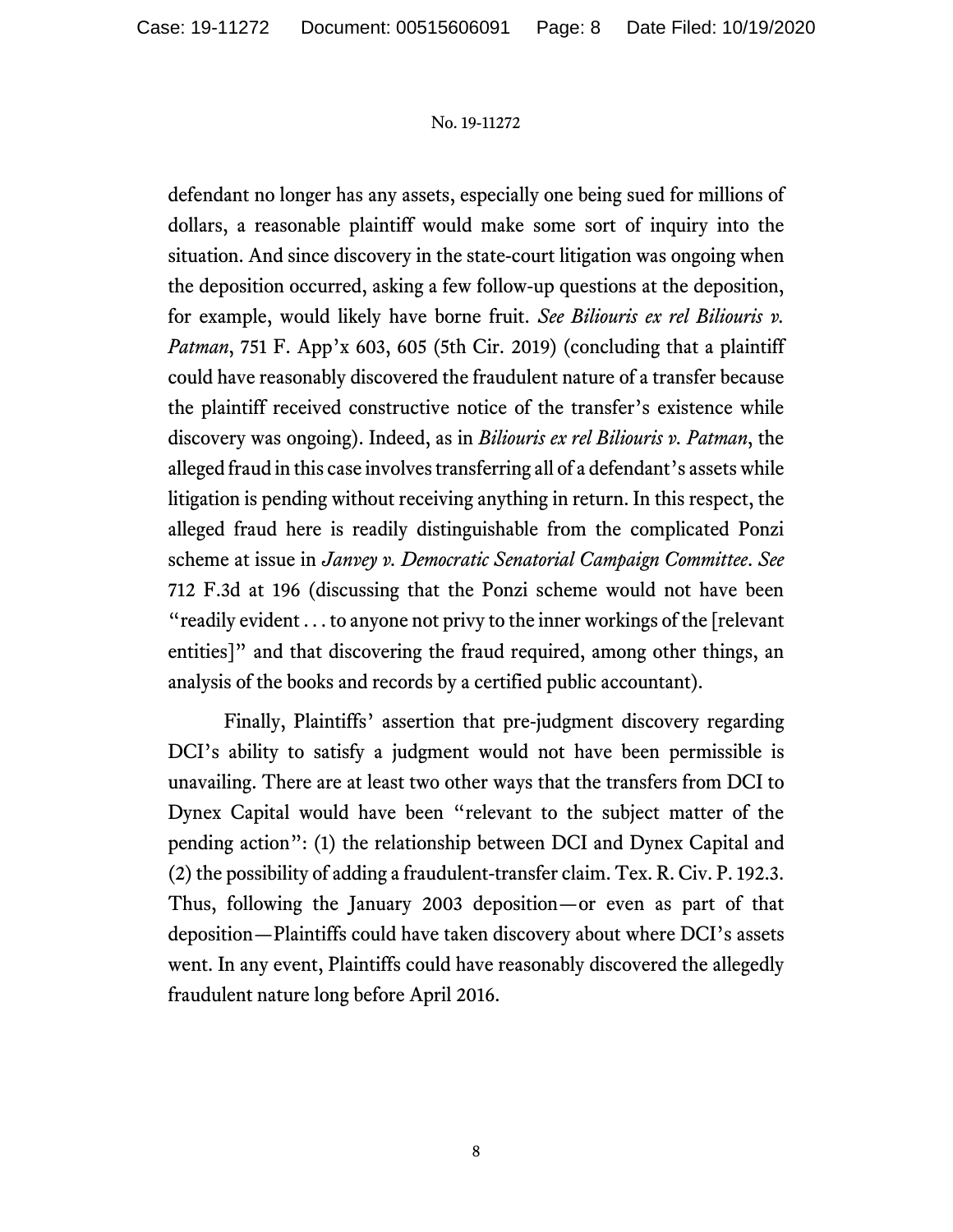defendant no longer has any assets, especially one being sued for millions of dollars, a reasonable plaintiff would make some sort of inquiry into the situation. And since discovery in the state-court litigation was ongoing when the deposition occurred, asking a few follow-up questions at the deposition, for example, would likely have borne fruit. *See Biliouris ex rel Biliouris v. Patman*, 751 F. App'x 603, 605 (5th Cir. 2019) (concluding that a plaintiff could have reasonably discovered the fraudulent nature of a transfer because the plaintiff received constructive notice of the transfer's existence while discovery was ongoing). Indeed, as in *Biliouris ex rel Biliouris v. Patman*, the alleged fraud in this case involves transferring all of a defendant's assets while litigation is pending without receiving anything in return. In this respect, the alleged fraud here is readily distinguishable from the complicated Ponzi scheme at issue in *Janvey v. Democratic Senatorial Campaign Committee*. *See* 712 F.3d at 196 (discussing that the Ponzi scheme would not have been "readily evident . . . to anyone not privy to the inner workings of the [relevant entities]" and that discovering the fraud required, among other things, an analysis of the books and records by a certified public accountant).

Finally, Plaintiffs' assertion that pre-judgment discovery regarding DCI's ability to satisfy a judgment would not have been permissible is unavailing. There are at least two other ways that the transfers from DCI to Dynex Capital would have been "relevant to the subject matter of the pending action": (1) the relationship between DCI and Dynex Capital and (2) the possibility of adding a fraudulent-transfer claim. Tex. R. Civ. P. 192.3. Thus, following the January 2003 deposition—or even as part of that deposition—Plaintiffs could have taken discovery about where DCI's assets went. In any event, Plaintiffs could have reasonably discovered the allegedly fraudulent nature long before April 2016.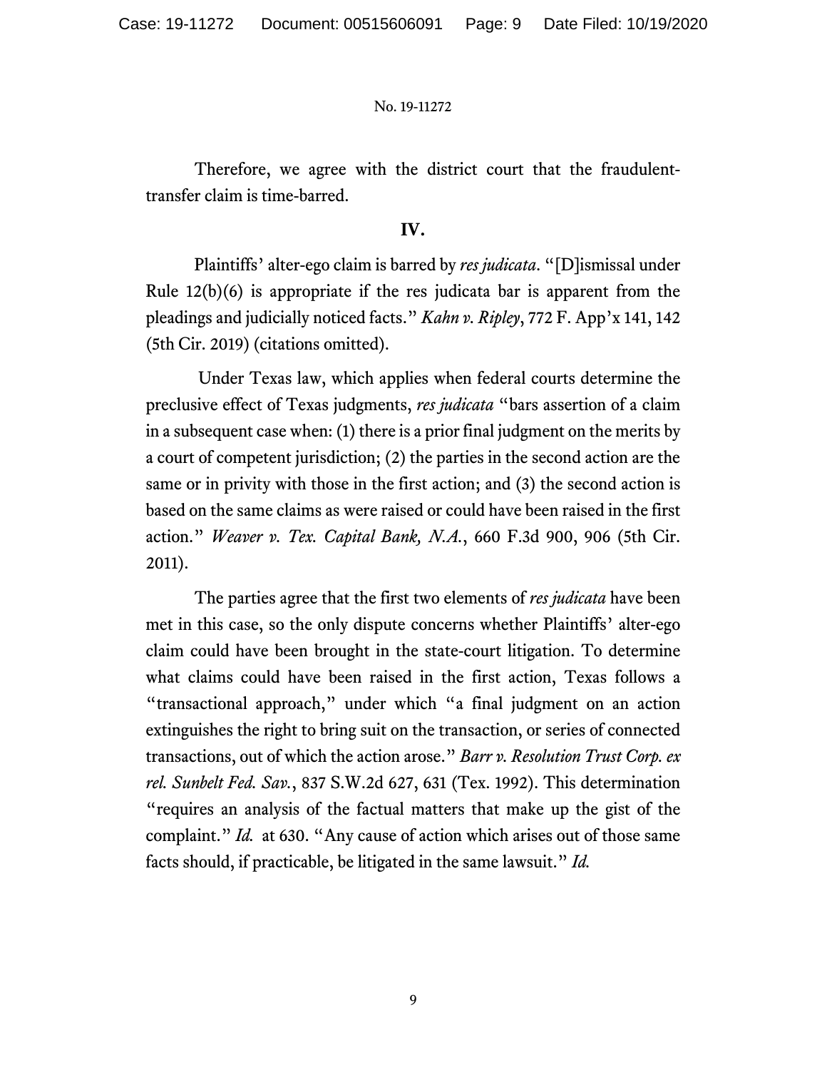Therefore, we agree with the district court that the fraudulent-transfer claim is time-barred.

## IV.

Plaintiffs' alter-ego claim is barred by *res judicata*. "[D]ismissal under Rule 12(b)(6) is appropriate if the res judicata bar is apparent from the pleadings and judicially noticed facts." *Kahn v. Ripley*, 772 F. App'x 141, 142 (5th Cir. 2019) (citations omitted).

Under Texas law, which applies when federal courts determine the preclusive effect of Texas judgments, *res judicata* "bars assertion of a claim in a subsequent case when: (1) there is a prior final judgment on the merits by a court of competent jurisdiction; (2) the parties in the second action are the same or in privity with those in the first action; and (3) the second action is based on the same claims as were raised or could have been raised in the first action." *Weaver v. Tex. Capital Bank, N.A.*, 660 F.3d 900, 906 (5th Cir. 2011).

The parties agree that the first two elements of *res judicata* have been met in this case, so the only dispute concerns whether Plaintiffs' alter-ego claim could have been brought in the state-court litigation. To determine what claims could have been raised in the first action, Texas follows a "transactional approach," under which "a final judgment on an action extinguishes the right to bring suit on the transaction, or series of connected transactions, out of which the action arose." *Barr v. Resolution Trust Corp. ex rel. Sunbelt Fed. Sav.*, 837 S.W.2d 627, 631 (Tex. 1992). This determination "requires an analysis of the factual matters that make up the gist of the complaint." *Id.* at 630. "Any cause of action which arises out of those same facts should, if practicable, be litigated in the same lawsuit." *Id.*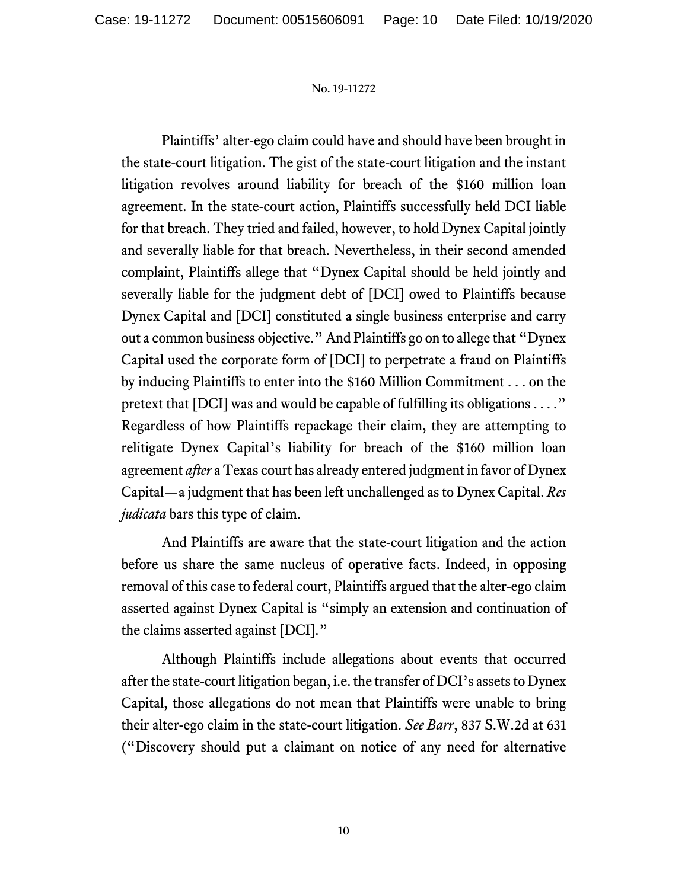Plaintiffs' alter-ego claim could have and should have been brought in the state-court litigation. The gist of the state-court litigation and the instant litigation revolves around liability for breach of the $160 million loan agreement. In the state-court action, Plaintiffs successfully held DCI liable for that breach. They tried and failed, however, to hold Dynex Capital jointly and severally liable for that breach. Nevertheless, in their second amended complaint, Plaintiffs allege that "Dynex Capital should be held jointly and severally liable for the judgment debt of [DCI] owed to Plaintiffs because Dynex Capital and [DCI] constituted a single business enterprise and carry out a common business objective." And Plaintiffs go on to allege that "Dynex Capital used the corporate form of [DCI] to perpetrate a fraud on Plaintiffs by inducing Plaintiffs to enter into the $160 Million Commitment . . . on the pretext that [DCI] was and would be capable of fulfilling its obligations . . . ." Regardless of how Plaintiffs repackage their claim, they are attempting to relitigate Dynex Capital's liability for breach of the $160 million loan agreement *after* a Texas court has already entered judgment in favor of Dynex Capital—a judgment that has been left unchallenged as to Dynex Capital. *Res judicata* bars this type of claim.

And Plaintiffs are aware that the state-court litigation and the action before us share the same nucleus of operative facts. Indeed, in opposing removal of this case to federal court, Plaintiffs argued that the alter-ego claim asserted against Dynex Capital is "simply an extension and continuation of the claims asserted against [DCI]."

Although Plaintiffs include allegations about events that occurred after the state-court litigation began, i.e. the transfer of DCI's assets to Dynex Capital, those allegations do not mean that Plaintiffs were unable to bring their alter-ego claim in the state-court litigation. *See Barr*, 837 S.W.2d at 631 ("Discovery should put a claimant on notice of any need for alternative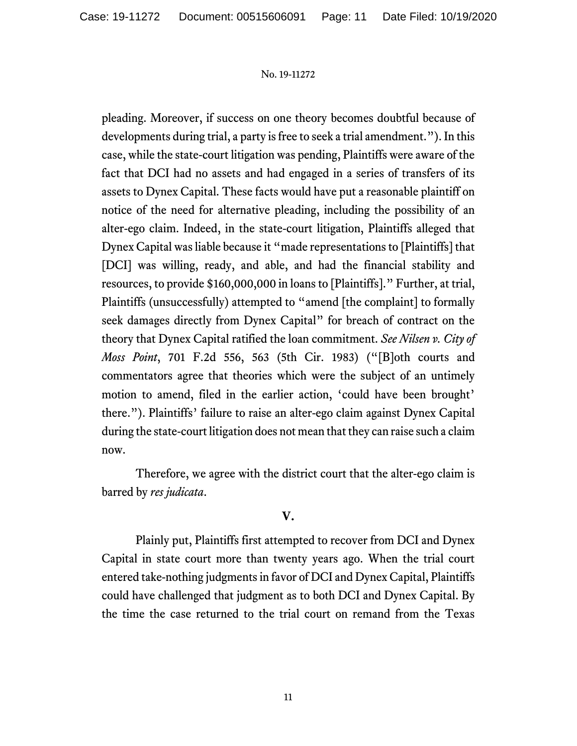pleading. Moreover, if success on one theory becomes doubtful because of developments during trial, a party is free to seek a trial amendment."). In this case, while the state-court litigation was pending, Plaintiffs were aware of the fact that DCI had no assets and had engaged in a series of transfers of its assets to Dynex Capital. These facts would have put a reasonable plaintiff on notice of the need for alternative pleading, including the possibility of an alter-ego claim. Indeed, in the state-court litigation, Plaintiffs alleged that Dynex Capital was liable because it "made representations to [Plaintiffs] that [DCI] was willing, ready, and able, and had the financial stability and resources, to provide $160,000,000 in loans to [Plaintiffs]." Further, at trial, Plaintiffs (unsuccessfully) attempted to "amend [the complaint] to formally seek damages directly from Dynex Capital" for breach of contract on the theory that Dynex Capital ratified the loan commitment. *See Nilsen v. City of Moss Point*, 701 F.2d 556, 563 (5th Cir. 1983) ("[B]oth courts and commentators agree that theories which were the subject of an untimely motion to amend, filed in the earlier action, 'could have been brought' there."). Plaintiffs' failure to raise an alter-ego claim against Dynex Capital during the state-court litigation does not mean that they can raise such a claim now.

Therefore, we agree with the district court that the alter-ego claim is barred by *res judicata*.

## V.

Plainly put, Plaintiffs first attempted to recover from DCI and Dynex Capital in state court more than twenty years ago. When the trial court entered take-nothing judgments in favor of DCI and Dynex Capital, Plaintiffs could have challenged that judgment as to both DCI and Dynex Capital. By the time the case returned to the trial court on remand from the Texas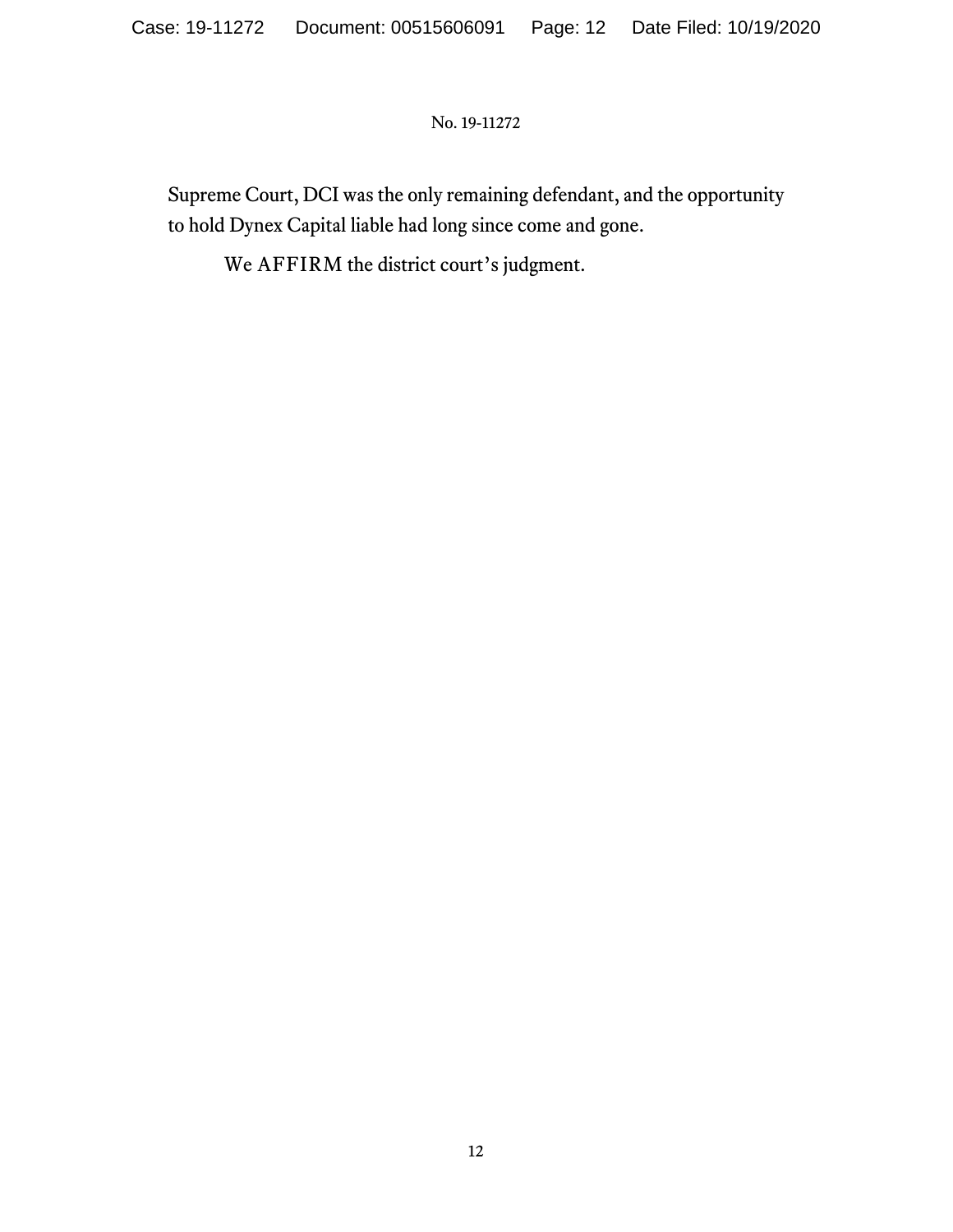Supreme Court, DCI was the only remaining defendant, and the opportunity to hold Dynex Capital liable had long since come and gone.

We AFFIRM the district court's judgment.